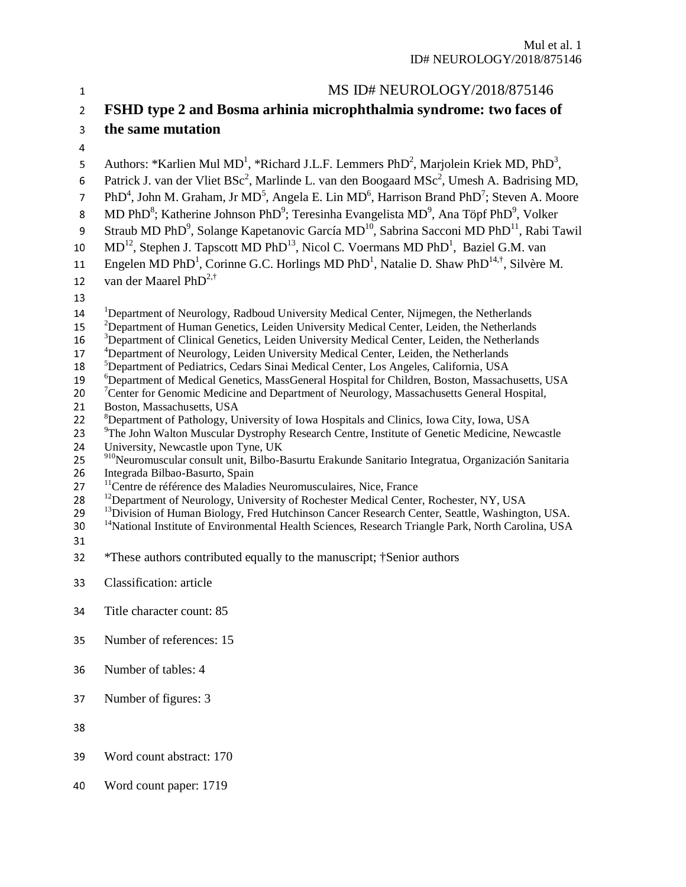MS ID# NEUROLOGY/2018/875146

# FSHD type 2 and Bosma arhinia microphthalmia syndrome: two faces of the same mutation

Authors: *Karlien Mul MD[1], *Richard J.L.F. Lemmers PhD[2], Marjolein Kriek MD, PhD[3], Patrick J. van der Vliet BSc[2], Marlinde L. van den Boogaard MSc[2], Umesh A. Badrising MD, PhD[4], John M. Graham, Jr MD[5], Angela E. Lin MD[6], Harrison Brand PhD[7]; Steven A. Moore MD PhD[8]; Katherine Johnson PhD[9]; Teresinha Evangelista MD[9], Ana Töpf PhD[9], Volker Straub MD PhD[9], Solange Kapetanovic García MD[10], Sabrina Sacconi MD PhD[11], Rabi Tawil MD[12], Stephen J. Tapscott MD PhD[13], Nicol C. Voermans MD PhD[1], Baziel G.M. van Engelen MD PhD[1], Corinne G.C. Horlings MD PhD[1], Natalie D. Shaw PhD[14,†], Silvère M. van der Maarel PhD[2,†]

[1]Department of Neurology, Radboud University Medical Center, Nijmegen, the Netherlands
[2]Department of Human Genetics, Leiden University Medical Center, Leiden, the Netherlands
[3]Department of Clinical Genetics, Leiden University Medical Center, Leiden, the Netherlands
[4]Department of Neurology, Leiden University Medical Center, Leiden, the Netherlands
[5]Department of Pediatrics, Cedars Sinai Medical Center, Los Angeles, California, USA
[6]Department of Medical Genetics, MassGeneral Hospital for Children, Boston, Massachusetts, USA
[7]Center for Genomic Medicine and Department of Neurology, Massachusetts General Hospital, Boston, Massachusetts, USA
[8]Department of Pathology, University of Iowa Hospitals and Clinics, Iowa City, Iowa, USA
[9]The John Walton Muscular Dystrophy Research Centre, Institute of Genetic Medicine, Newcastle University, Newcastle upon Tyne, UK
[910]Neuromuscular consult unit, Bilbo-Basurtu Erakunde Sanitario Integratua, Organización Sanitaria Integrada Bilbao-Basurto, Spain
[11]Centre de référence des Maladies Neuromusculaires, Nice, France
[12]Department of Neurology, University of Rochester Medical Center, Rochester, NY, USA
[13]Division of Human Biology, Fred Hutchinson Cancer Research Center, Seattle, Washington, USA.
[14]National Institute of Environmental Health Sciences, Research Triangle Park, North Carolina, USA

*These authors contributed equally to the manuscript; †Senior authors

Classification: article

Title character count: 85

Number of references: 15

Number of tables: 4

Number of figures: 3

Word count abstract: 170

Word count paper: 1719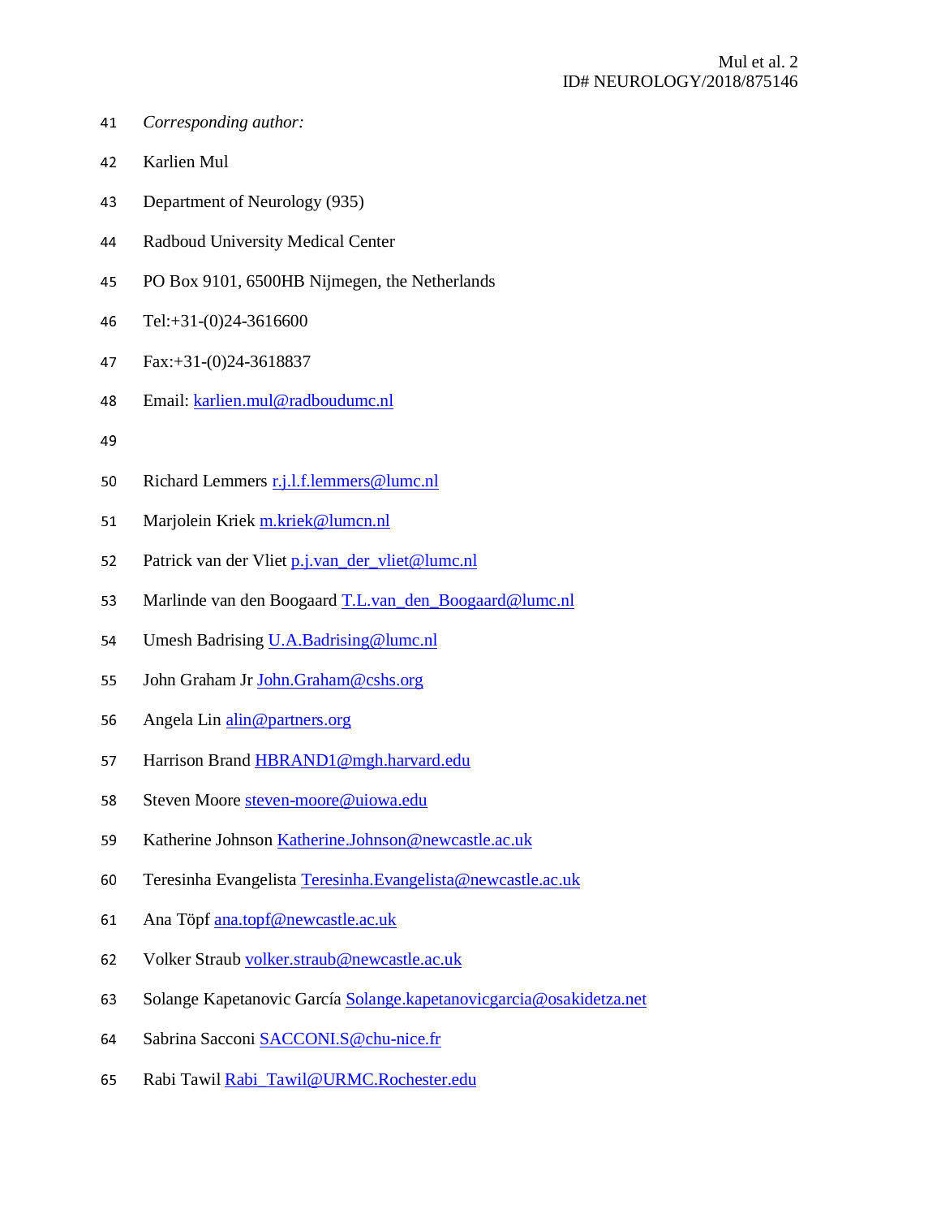*Corresponding author:*

Karlien Mul

Department of Neurology (935)

Radboud University Medical Center

PO Box 9101, 6500HB Nijmegen, the Netherlands

Tel:+31-(0)24-3616600

Fax:+31-(0)24-3618837

Email: karlien.mul@radboudumc.nl

Richard Lemmers r.j.l.f.lemmers@lumc.nl

Marjolein Kriek m.kriek@lumcn.nl

Patrick van der Vliet p.j.van_der_vliet@lumc.nl

Marlinde van den Boogaard T.L.van_den_Boogaard@lumc.nl

Umesh Badrising U.A.Badrising@lumc.nl

John Graham Jr John.Graham@cshs.org

Angela Lin alin@partners.org

Harrison Brand HBRAND1@mgh.harvard.edu

Steven Moore steven-moore@uiowa.edu

Katherine Johnson Katherine.Johnson@newcastle.ac.uk

Teresinha Evangelista Teresinha.Evangelista@newcastle.ac.uk

Ana Töpf ana.topf@newcastle.ac.uk

Volker Straub volker.straub@newcastle.ac.uk

Solange Kapetanovic García Solange.kapetanovicgarcia@osakidetza.net

Sabrina Sacconi SACCONI.S@chu-nice.fr

Rabi Tawil Rabi_Tawil@URMC.Rochester.edu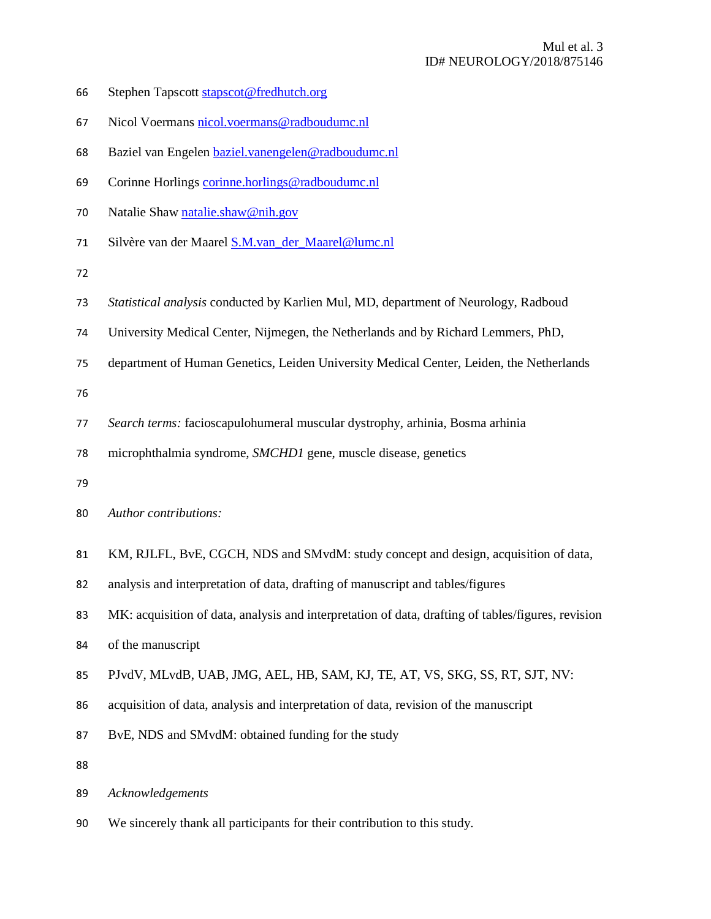Stephen Tapscott stapscot@fredhutch.org

Nicol Voermans nicol.voermans@radboudumc.nl

Baziel van Engelen baziel.vanengelen@radboudumc.nl

Corinne Horlings corinne.horlings@radboudumc.nl

Natalie Shaw natalie.shaw@nih.gov

Silvère van der Maarel S.M.van_der_Maarel@lumc.nl

*Statistical analysis* conducted by Karlien Mul, MD, department of Neurology, Radboud University Medical Center, Nijmegen, the Netherlands and by Richard Lemmers, PhD, department of Human Genetics, Leiden University Medical Center, Leiden, the Netherlands

*Search terms:* facioscapulohumeral muscular dystrophy, arhinia, Bosma arhinia microphthalmia syndrome, *SMCHD1* gene, muscle disease, genetics

*Author contributions:*

KM, RJLFL, BvE, CGCH, NDS and SMvdM: study concept and design, acquisition of data, analysis and interpretation of data, drafting of manuscript and tables/figures

MK: acquisition of data, analysis and interpretation of data, drafting of tables/figures, revision of the manuscript

PJvdV, MLvdB, UAB, JMG, AEL, HB, SAM, KJ, TE, AT, VS, SKG, SS, RT, SJT, NV: acquisition of data, analysis and interpretation of data, revision of the manuscript

BvE, NDS and SMvdM: obtained funding for the study

*Acknowledgements*

We sincerely thank all participants for their contribution to this study.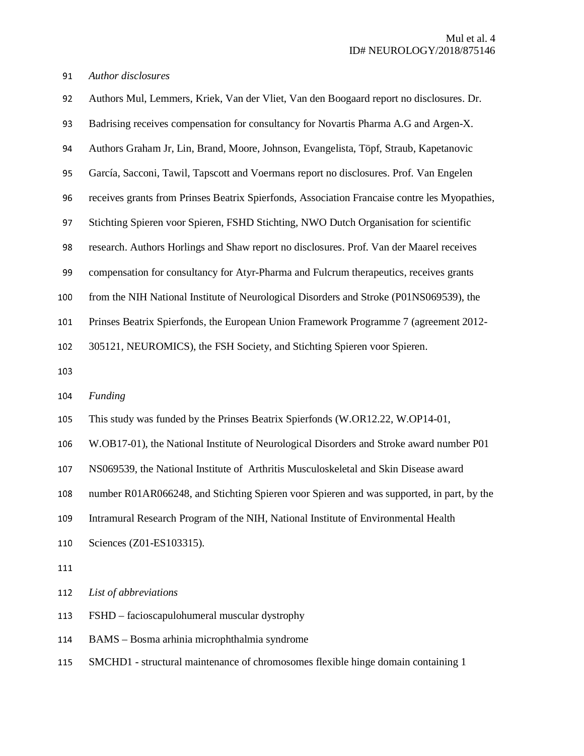*Author disclosures*

Authors Mul, Lemmers, Kriek, Van der Vliet, Van den Boogaard report no disclosures. Dr. Badrising receives compensation for consultancy for Novartis Pharma A.G and Argen-X. Authors Graham Jr, Lin, Brand, Moore, Johnson, Evangelista, Töpf, Straub, Kapetanovic García, Sacconi, Tawil, Tapscott and Voermans report no disclosures. Prof. Van Engelen receives grants from Prinses Beatrix Spierfonds, Association Francaise contre les Myopathies, Stichting Spieren voor Spieren, FSHD Stichting, NWO Dutch Organisation for scientific research. Authors Horlings and Shaw report no disclosures. Prof. Van der Maarel receives compensation for consultancy for Atyr-Pharma and Fulcrum therapeutics, receives grants from the NIH National Institute of Neurological Disorders and Stroke (P01NS069539), the Prinses Beatrix Spierfonds, the European Union Framework Programme 7 (agreement 2012-305121, NEUROMICS), the FSH Society, and Stichting Spieren voor Spieren.

*Funding*

This study was funded by the Prinses Beatrix Spierfonds (W.OR12.22, W.OP14-01, W.OB17-01), the National Institute of Neurological Disorders and Stroke award number P01 NS069539, the National Institute of Arthritis Musculoskeletal and Skin Disease award number R01AR066248, and Stichting Spieren voor Spieren and was supported, in part, by the Intramural Research Program of the NIH, National Institute of Environmental Health Sciences (Z01-ES103315).

*List of abbreviations*

FSHD – facioscapulohumeral muscular dystrophy

BAMS – Bosma arhinia microphthalmia syndrome

SMCHD1 - structural maintenance of chromosomes flexible hinge domain containing 1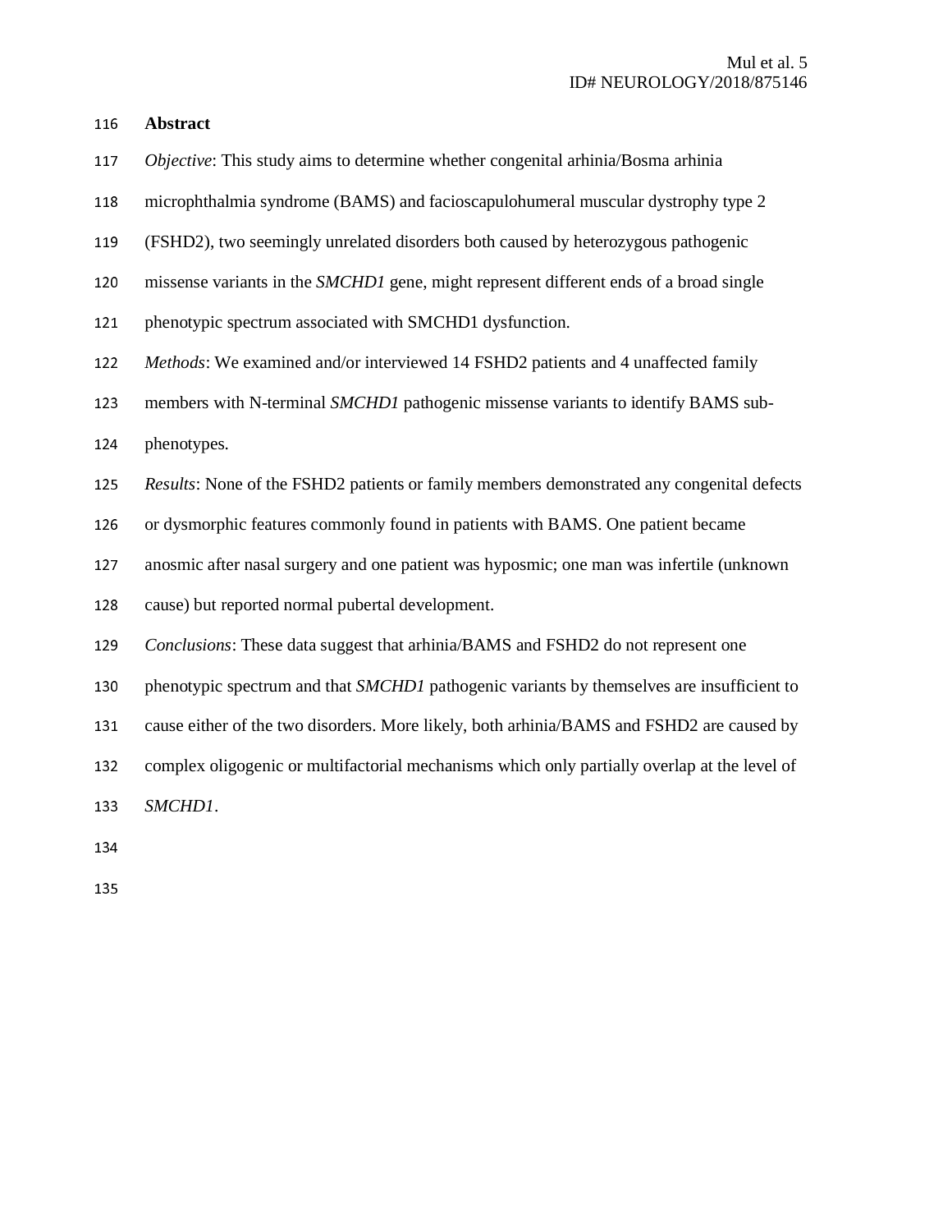## Abstract

*Objective*: This study aims to determine whether congenital arhinia/Bosma arhinia microphthalmia syndrome (BAMS) and facioscapulohumeral muscular dystrophy type 2 (FSHD2), two seemingly unrelated disorders both caused by heterozygous pathogenic missense variants in the *SMCHD1* gene, might represent different ends of a broad single phenotypic spectrum associated with SMCHD1 dysfunction.

*Methods*: We examined and/or interviewed 14 FSHD2 patients and 4 unaffected family members with N-terminal *SMCHD1* pathogenic missense variants to identify BAMS sub-phenotypes.

*Results*: None of the FSHD2 patients or family members demonstrated any congenital defects or dysmorphic features commonly found in patients with BAMS. One patient became anosmic after nasal surgery and one patient was hyposmic; one man was infertile (unknown cause) but reported normal pubertal development.

*Conclusions*: These data suggest that arhinia/BAMS and FSHD2 do not represent one phenotypic spectrum and that *SMCHD1* pathogenic variants by themselves are insufficient to cause either of the two disorders. More likely, both arhinia/BAMS and FSHD2 are caused by complex oligogenic or multifactorial mechanisms which only partially overlap at the level of *SMCHD1*.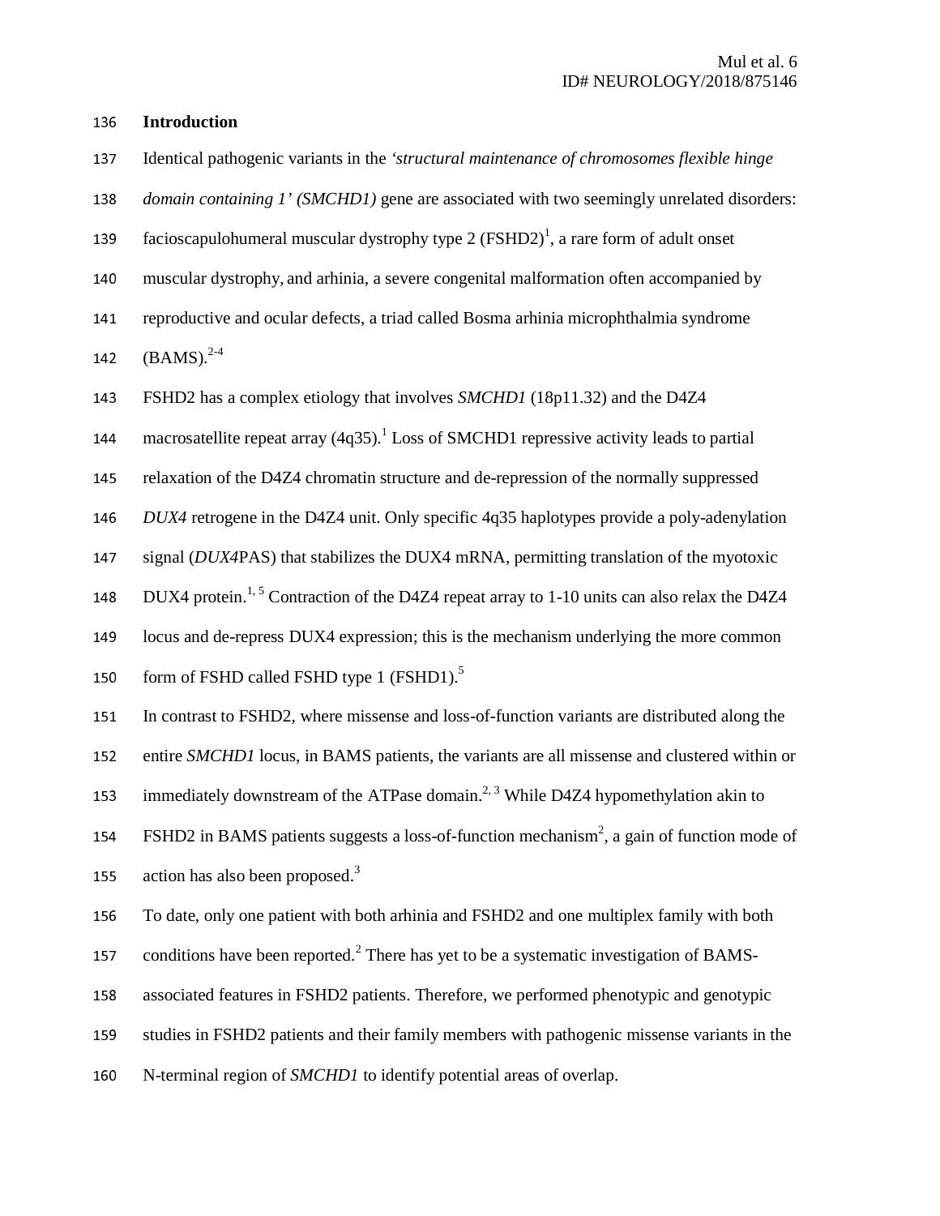## Introduction

Identical pathogenic variants in the *'structural maintenance of chromosomes flexible hinge domain containing 1' (SMCHD1)* gene are associated with two seemingly unrelated disorders: facioscapulohumeral muscular dystrophy type 2 (FSHD2)[1], a rare form of adult onset muscular dystrophy, and arhinia, a severe congenital malformation often accompanied by reproductive and ocular defects, a triad called Bosma arhinia microphthalmia syndrome (BAMS).[2-4]

FSHD2 has a complex etiology that involves *SMCHD1* (18p11.32) and the D4Z4 macrosatellite repeat array (4q35).[1] Loss of SMCHD1 repressive activity leads to partial relaxation of the D4Z4 chromatin structure and de-repression of the normally suppressed *DUX4* retrogene in the D4Z4 unit. Only specific 4q35 haplotypes provide a poly-adenylation signal (*DUX4*PAS) that stabilizes the DUX4 mRNA, permitting translation of the myotoxic DUX4 protein.[1, 5] Contraction of the D4Z4 repeat array to 1-10 units can also relax the D4Z4 locus and de-repress DUX4 expression; this is the mechanism underlying the more common form of FSHD called FSHD type 1 (FSHD1).[5]

In contrast to FSHD2, where missense and loss-of-function variants are distributed along the entire *SMCHD1* locus, in BAMS patients, the variants are all missense and clustered within or immediately downstream of the ATPase domain.[2, 3] While D4Z4 hypomethylation akin to FSHD2 in BAMS patients suggests a loss-of-function mechanism[2], a gain of function mode of action has also been proposed.[3]

To date, only one patient with both arhinia and FSHD2 and one multiplex family with both conditions have been reported.[2] There has yet to be a systematic investigation of BAMS-associated features in FSHD2 patients. Therefore, we performed phenotypic and genotypic studies in FSHD2 patients and their family members with pathogenic missense variants in the N-terminal region of *SMCHD1* to identify potential areas of overlap.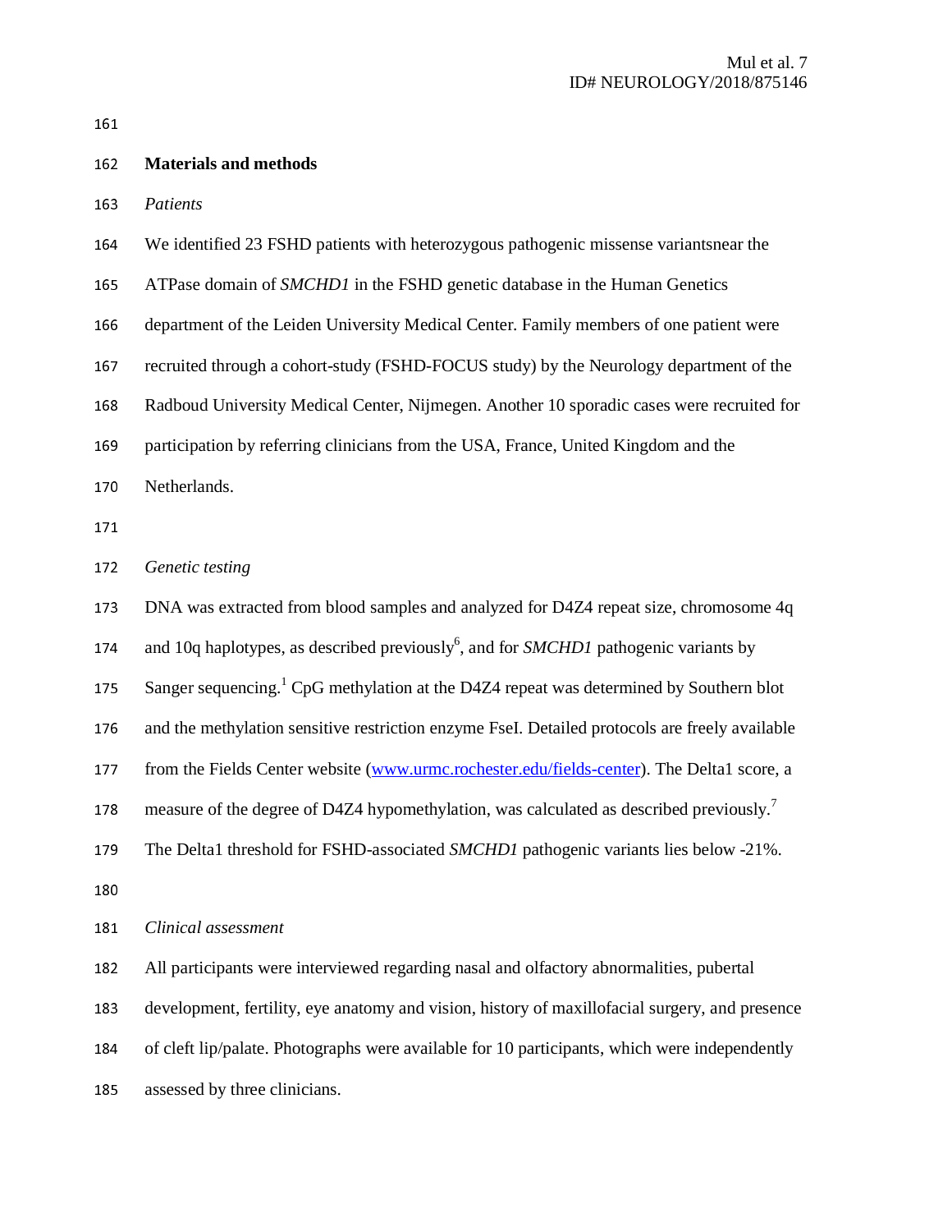## Materials and methods

### *Patients*

We identified 23 FSHD patients with heterozygous pathogenic missense variantsnear the ATPase domain of *SMCHD1* in the FSHD genetic database in the Human Genetics department of the Leiden University Medical Center. Family members of one patient were recruited through a cohort-study (FSHD-FOCUS study) by the Neurology department of the Radboud University Medical Center, Nijmegen. Another 10 sporadic cases were recruited for participation by referring clinicians from the USA, France, United Kingdom and the Netherlands.

### *Genetic testing*

DNA was extracted from blood samples and analyzed for D4Z4 repeat size, chromosome 4q and 10q haplotypes, as described previously[6], and for *SMCHD1* pathogenic variants by Sanger sequencing.[1] CpG methylation at the D4Z4 repeat was determined by Southern blot and the methylation sensitive restriction enzyme FseI. Detailed protocols are freely available from the Fields Center website (www.urmc.rochester.edu/fields-center). The Delta1 score, a measure of the degree of D4Z4 hypomethylation, was calculated as described previously.[7] The Delta1 threshold for FSHD-associated *SMCHD1* pathogenic variants lies below -21%.

### *Clinical assessment*

All participants were interviewed regarding nasal and olfactory abnormalities, pubertal development, fertility, eye anatomy and vision, history of maxillofacial surgery, and presence of cleft lip/palate. Photographs were available for 10 participants, which were independently assessed by three clinicians.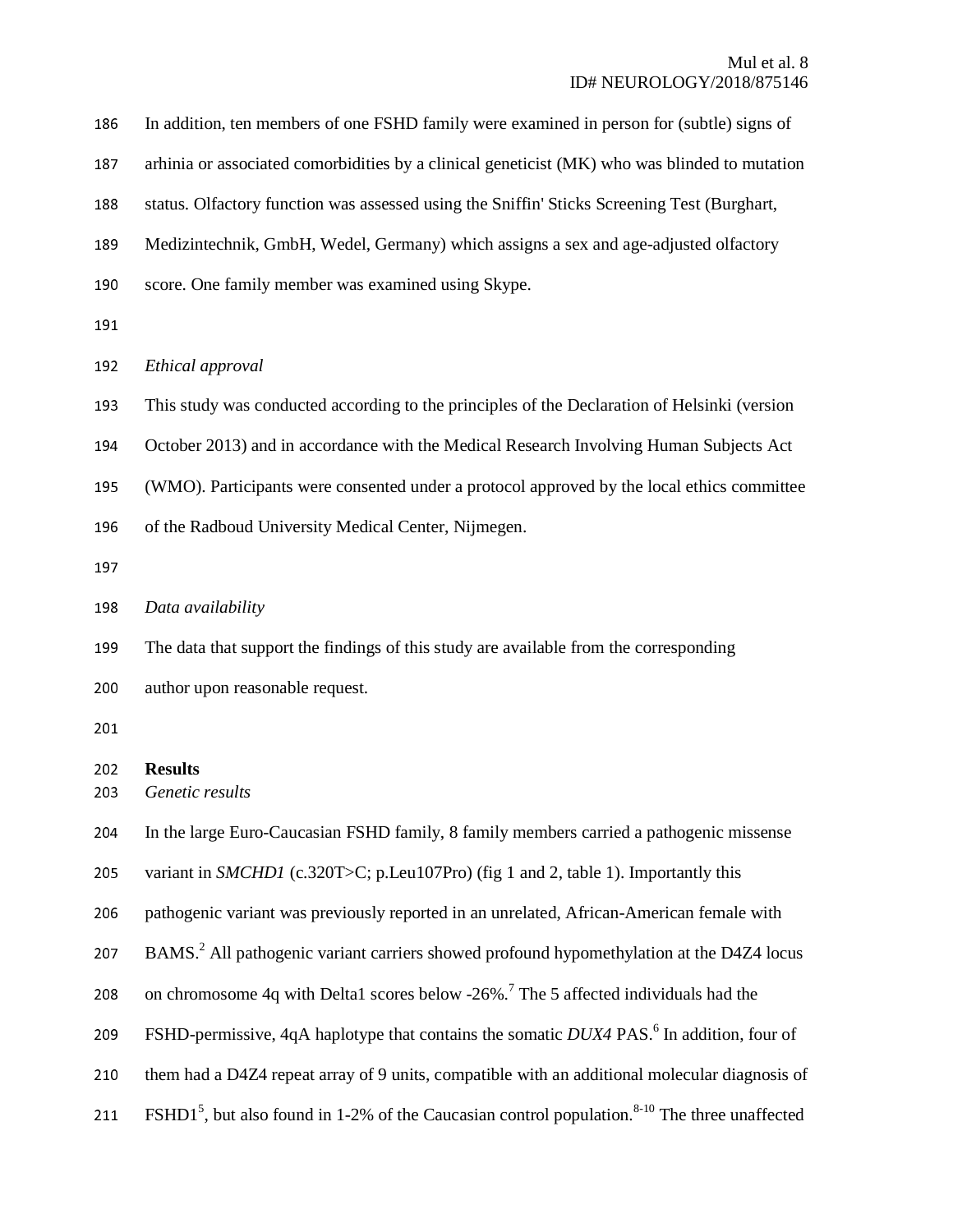In addition, ten members of one FSHD family were examined in person for (subtle) signs of arhinia or associated comorbidities by a clinical geneticist (MK) who was blinded to mutation status. Olfactory function was assessed using the Sniffin' Sticks Screening Test (Burghart, Medizintechnik, GmbH, Wedel, Germany) which assigns a sex and age-adjusted olfactory score. One family member was examined using Skype.

*Ethical approval*

This study was conducted according to the principles of the Declaration of Helsinki (version October 2013) and in accordance with the Medical Research Involving Human Subjects Act (WMO). Participants were consented under a protocol approved by the local ethics committee of the Radboud University Medical Center, Nijmegen.

*Data availability*

The data that support the findings of this study are available from the corresponding author upon reasonable request.

## Results

*Genetic results*

In the large Euro-Caucasian FSHD family, 8 family members carried a pathogenic missense variant in *SMCHD1* (c.320T>C; p.Leu107Pro) (fig 1 and 2, table 1). Importantly this pathogenic variant was previously reported in an unrelated, African-American female with BAMS.[2] All pathogenic variant carriers showed profound hypomethylation at the D4Z4 locus on chromosome 4q with Delta1 scores below -26%.[7] The 5 affected individuals had the FSHD-permissive, 4qA haplotype that contains the somatic *DUX4* PAS.[6] In addition, four of them had a D4Z4 repeat array of 9 units, compatible with an additional molecular diagnosis of FSHD1[5], but also found in 1-2% of the Caucasian control population.[8-10] The three unaffected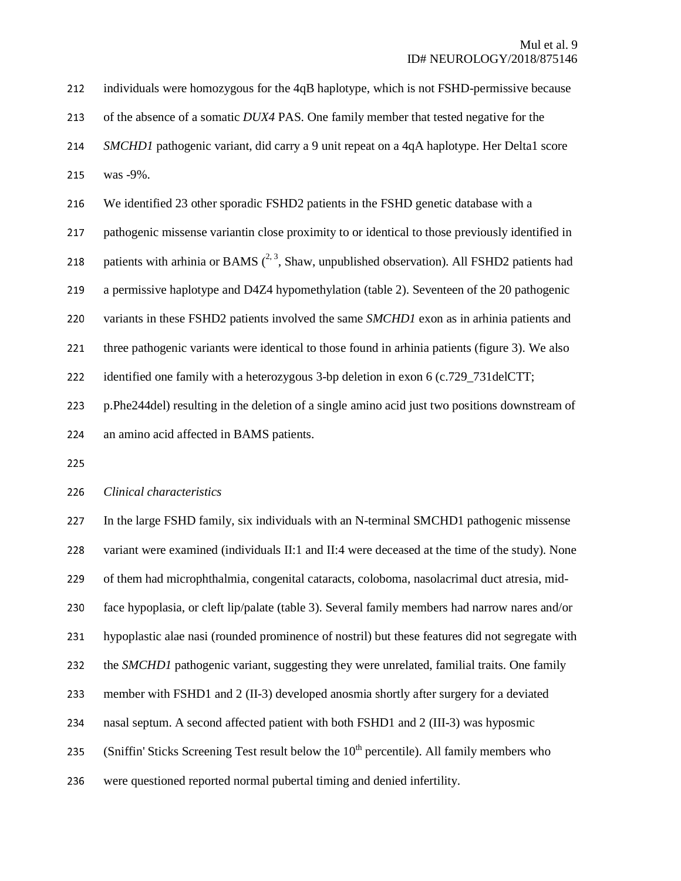individuals were homozygous for the 4qB haplotype, which is not FSHD-permissive because of the absence of a somatic *DUX4* PAS. One family member that tested negative for the *SMCHD1* pathogenic variant, did carry a 9 unit repeat on a 4qA haplotype. Her Delta1 score was -9%.

We identified 23 other sporadic FSHD2 patients in the FSHD genetic database with a pathogenic missense variantin close proximity to or identical to those previously identified in patients with arhinia or BAMS ([2, 3], Shaw, unpublished observation). All FSHD2 patients had a permissive haplotype and D4Z4 hypomethylation (table 2). Seventeen of the 20 pathogenic variants in these FSHD2 patients involved the same *SMCHD1* exon as in arhinia patients and three pathogenic variants were identical to those found in arhinia patients (figure 3). We also identified one family with a heterozygous 3-bp deletion in exon 6 (c.729_731delCTT; p.Phe244del) resulting in the deletion of a single amino acid just two positions downstream of an amino acid affected in BAMS patients.

*Clinical characteristics*

In the large FSHD family, six individuals with an N-terminal SMCHD1 pathogenic missense variant were examined (individuals II:1 and II:4 were deceased at the time of the study). None of them had microphthalmia, congenital cataracts, coloboma, nasolacrimal duct atresia, mid-face hypoplasia, or cleft lip/palate (table 3). Several family members had narrow nares and/or hypoplastic alae nasi (rounded prominence of nostril) but these features did not segregate with the *SMCHD1* pathogenic variant, suggesting they were unrelated, familial traits. One family member with FSHD1 and 2 (II-3) developed anosmia shortly after surgery for a deviated nasal septum. A second affected patient with both FSHD1 and 2 (III-3) was hyposmic (Sniffin' Sticks Screening Test result below the 10th percentile). All family members who were questioned reported normal pubertal timing and denied infertility.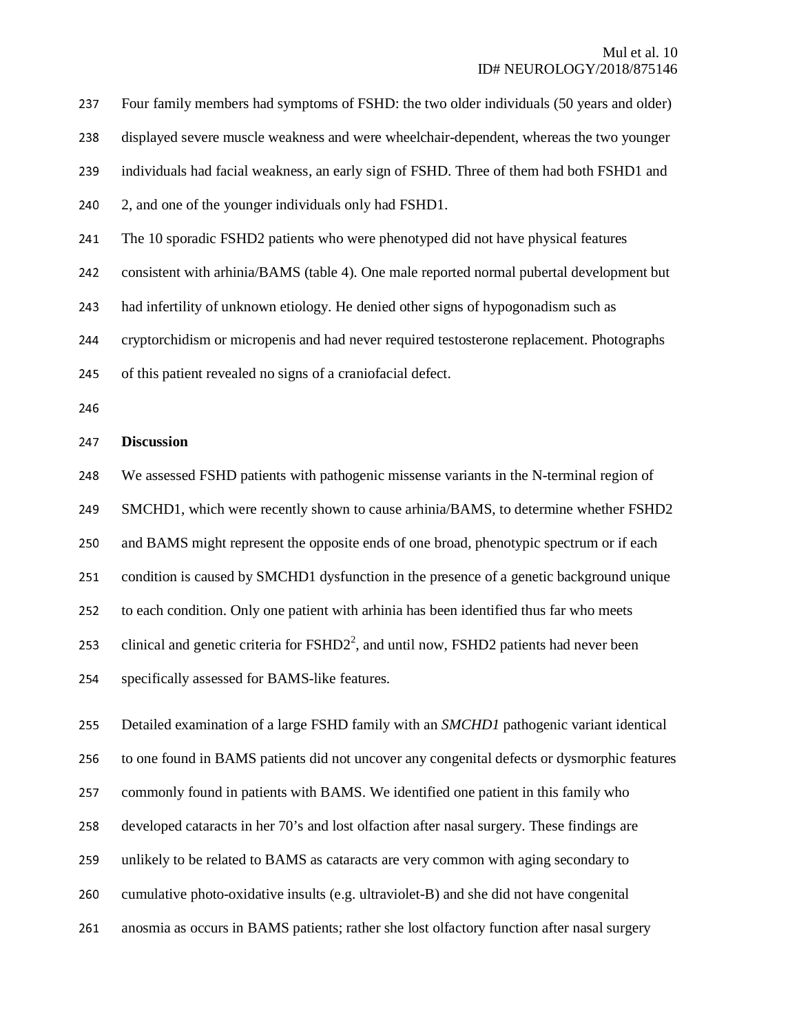Four family members had symptoms of FSHD: the two older individuals (50 years and older) displayed severe muscle weakness and were wheelchair-dependent, whereas the two younger individuals had facial weakness, an early sign of FSHD. Three of them had both FSHD1 and 2, and one of the younger individuals only had FSHD1.

The 10 sporadic FSHD2 patients who were phenotyped did not have physical features consistent with arhinia/BAMS (table 4). One male reported normal pubertal development but had infertility of unknown etiology. He denied other signs of hypogonadism such as cryptorchidism or micropenis and had never required testosterone replacement. Photographs of this patient revealed no signs of a craniofacial defect.

## Discussion

We assessed FSHD patients with pathogenic missense variants in the N-terminal region of SMCHD1, which were recently shown to cause arhinia/BAMS, to determine whether FSHD2 and BAMS might represent the opposite ends of one broad, phenotypic spectrum or if each condition is caused by SMCHD1 dysfunction in the presence of a genetic background unique to each condition. Only one patient with arhinia has been identified thus far who meets clinical and genetic criteria for FSHD2[2], and until now, FSHD2 patients had never been specifically assessed for BAMS-like features.

Detailed examination of a large FSHD family with an *SMCHD1* pathogenic variant identical to one found in BAMS patients did not uncover any congenital defects or dysmorphic features commonly found in patients with BAMS. We identified one patient in this family who developed cataracts in her 70's and lost olfaction after nasal surgery. These findings are unlikely to be related to BAMS as cataracts are very common with aging secondary to cumulative photo-oxidative insults (e.g. ultraviolet-B) and she did not have congenital anosmia as occurs in BAMS patients; rather she lost olfactory function after nasal surgery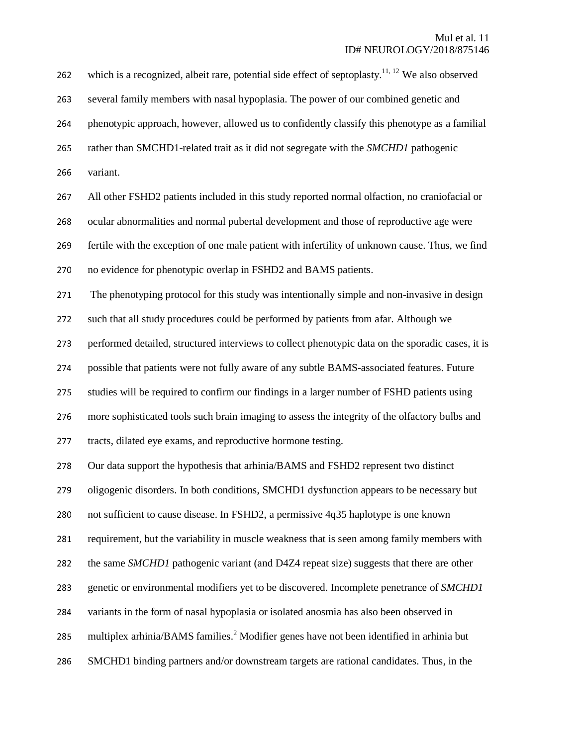which is a recognized, albeit rare, potential side effect of septoplasty.[11, 12] We also observed several family members with nasal hypoplasia. The power of our combined genetic and phenotypic approach, however, allowed us to confidently classify this phenotype as a familial rather than SMCHD1-related trait as it did not segregate with the *SMCHD1* pathogenic variant.

All other FSHD2 patients included in this study reported normal olfaction, no craniofacial or ocular abnormalities and normal pubertal development and those of reproductive age were fertile with the exception of one male patient with infertility of unknown cause. Thus, we find no evidence for phenotypic overlap in FSHD2 and BAMS patients.

The phenotyping protocol for this study was intentionally simple and non-invasive in design such that all study procedures could be performed by patients from afar. Although we performed detailed, structured interviews to collect phenotypic data on the sporadic cases, it is possible that patients were not fully aware of any subtle BAMS-associated features. Future studies will be required to confirm our findings in a larger number of FSHD patients using more sophisticated tools such brain imaging to assess the integrity of the olfactory bulbs and tracts, dilated eye exams, and reproductive hormone testing.

Our data support the hypothesis that arhinia/BAMS and FSHD2 represent two distinct oligogenic disorders. In both conditions, SMCHD1 dysfunction appears to be necessary but not sufficient to cause disease. In FSHD2, a permissive 4q35 haplotype is one known requirement, but the variability in muscle weakness that is seen among family members with the same *SMCHD1* pathogenic variant (and D4Z4 repeat size) suggests that there are other genetic or environmental modifiers yet to be discovered. Incomplete penetrance of *SMCHD1* variants in the form of nasal hypoplasia or isolated anosmia has also been observed in multiplex arhinia/BAMS families.[2] Modifier genes have not been identified in arhinia but SMCHD1 binding partners and/or downstream targets are rational candidates. Thus, in the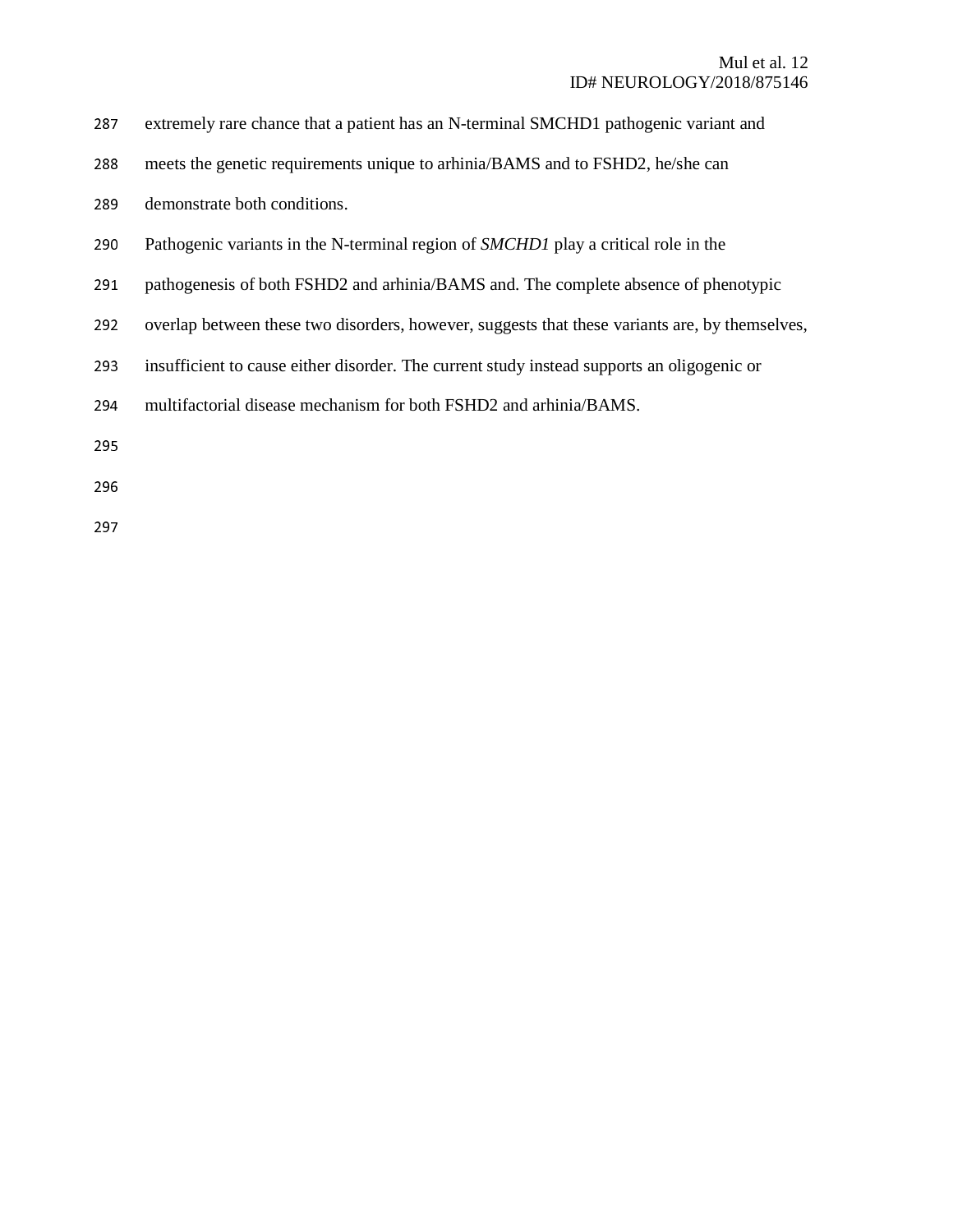extremely rare chance that a patient has an N-terminal SMCHD1 pathogenic variant and meets the genetic requirements unique to arhinia/BAMS and to FSHD2, he/she can demonstrate both conditions.

Pathogenic variants in the N-terminal region of *SMCHD1* play a critical role in the pathogenesis of both FSHD2 and arhinia/BAMS and. The complete absence of phenotypic overlap between these two disorders, however, suggests that these variants are, by themselves, insufficient to cause either disorder. The current study instead supports an oligogenic or multifactorial disease mechanism for both FSHD2 and arhinia/BAMS.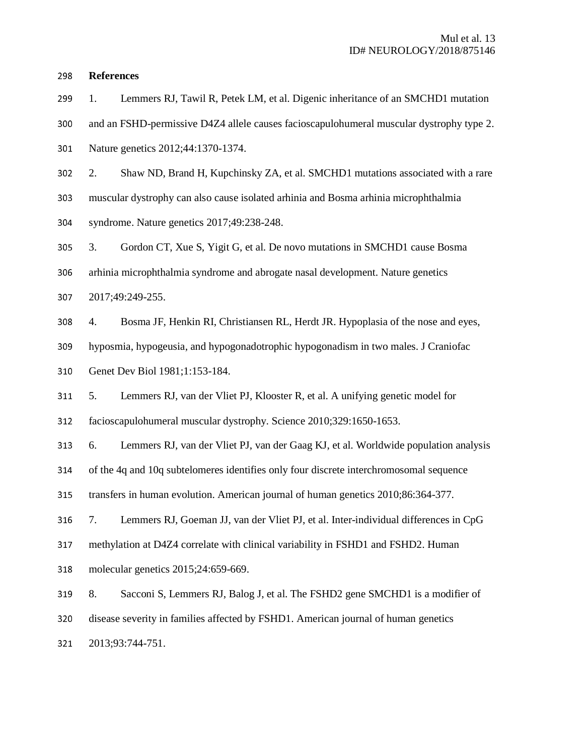## References

1. Lemmers RJ, Tawil R, Petek LM, et al. Digenic inheritance of an SMCHD1 mutation and an FSHD-permissive D4Z4 allele causes facioscapulohumeral muscular dystrophy type 2. Nature genetics 2012;44:1370-1374.
2. Shaw ND, Brand H, Kupchinsky ZA, et al. SMCHD1 mutations associated with a rare muscular dystrophy can also cause isolated arhinia and Bosma arhinia microphthalmia syndrome. Nature genetics 2017;49:238-248.
3. Gordon CT, Xue S, Yigit G, et al. De novo mutations in SMCHD1 cause Bosma arhinia microphthalmia syndrome and abrogate nasal development. Nature genetics 2017;49:249-255.
4. Bosma JF, Henkin RI, Christiansen RL, Herdt JR. Hypoplasia of the nose and eyes, hyposmia, hypogeusia, and hypogonadotrophic hypogonadism in two males. J Craniofac Genet Dev Biol 1981;1:153-184.
5. Lemmers RJ, van der Vliet PJ, Klooster R, et al. A unifying genetic model for facioscapulohumeral muscular dystrophy. Science 2010;329:1650-1653.
6. Lemmers RJ, van der Vliet PJ, van der Gaag KJ, et al. Worldwide population analysis of the 4q and 10q subtelomeres identifies only four discrete interchromosomal sequence transfers in human evolution. American journal of human genetics 2010;86:364-377.
7. Lemmers RJ, Goeman JJ, van der Vliet PJ, et al. Inter-individual differences in CpG methylation at D4Z4 correlate with clinical variability in FSHD1 and FSHD2. Human molecular genetics 2015;24:659-669.
8. Sacconi S, Lemmers RJ, Balog J, et al. The FSHD2 gene SMCHD1 is a modifier of disease severity in families affected by FSHD1. American journal of human genetics 2013;93:744-751.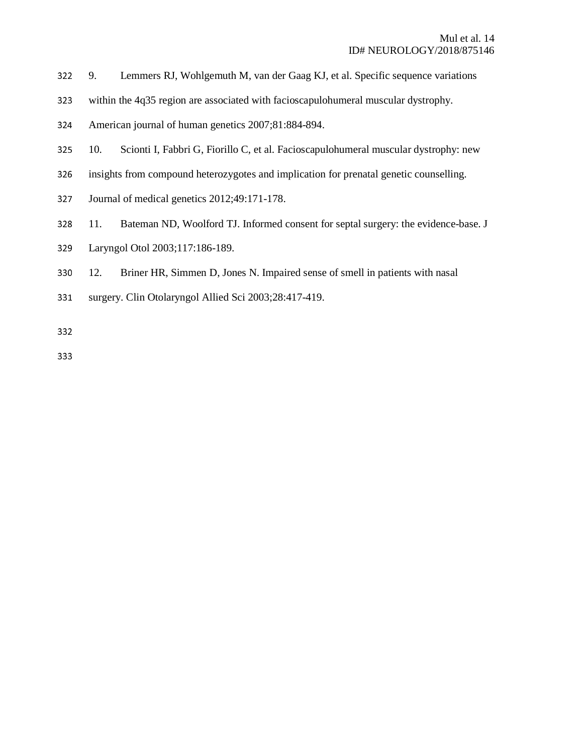9. Lemmers RJ, Wohlgemuth M, van der Gaag KJ, et al. Specific sequence variations within the 4q35 region are associated with facioscapulohumeral muscular dystrophy. American journal of human genetics 2007;81:884-894.

10. Scionti I, Fabbri G, Fiorillo C, et al. Facioscapulohumeral muscular dystrophy: new insights from compound heterozygotes and implication for prenatal genetic counselling. Journal of medical genetics 2012;49:171-178.

11. Bateman ND, Woolford TJ. Informed consent for septal surgery: the evidence-base. J Laryngol Otol 2003;117:186-189.

12. Briner HR, Simmen D, Jones N. Impaired sense of smell in patients with nasal surgery. Clin Otolaryngol Allied Sci 2003;28:417-419.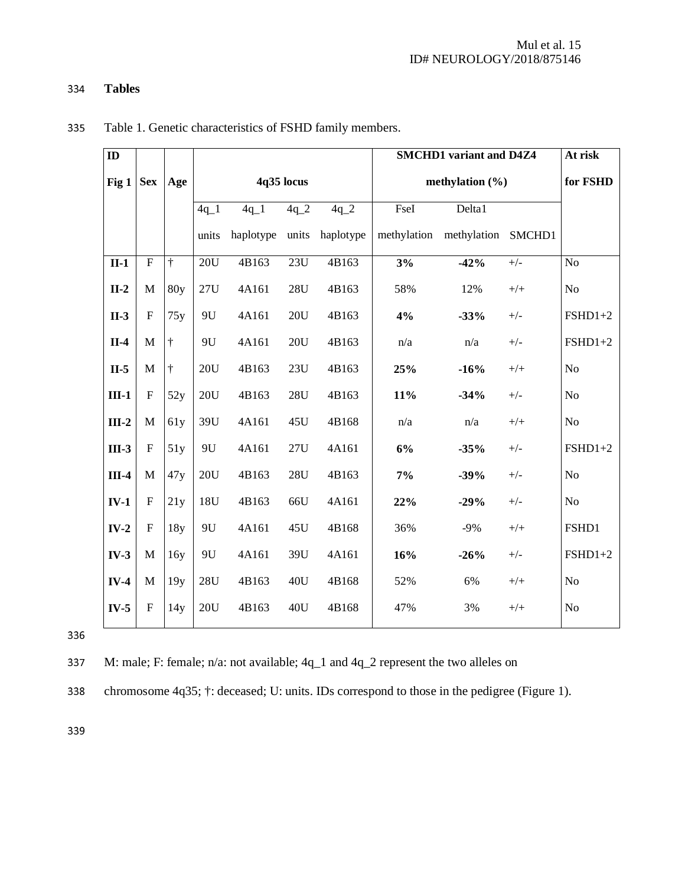## Tables

Table 1. Genetic characteristics of FSHD family members.

| ID Fig 1 | Sex | Age | 4q35 locus | | | | SMCHD1 variant and D4Z4 methylation (%) | | | At risk for FSHD |
|---|---|---|---|---|---|---|---|---|---|---|
| | | | 4q_1 units | 4q_1 haplotype | 4q_2 units | 4q_2 haplotype | FseI methylation | Delta1 methylation | SMCHD1 | |
| **II-1** | F | † | 20U | 4B163 | 23U | 4B163 | **3%** | **-42%** | +/- | No |
| **II-2** | M | 80y | 27U | 4A161 | 28U | 4B163 | 58% | 12% | +/+ | No |
| **II-3** | F | 75y | 9U | 4A161 | 20U | 4B163 | **4%** | **-33%** | +/- | FSHD1+2 |
| **II-4** | M | † | 9U | 4A161 | 20U | 4B163 | n/a | n/a | +/- | FSHD1+2 |
| **II-5** | M | † | 20U | 4B163 | 23U | 4B163 | **25%** | **-16%** | +/+ | No |
| **III-1** | F | 52y | 20U | 4B163 | 28U | 4B163 | **11%** | **-34%** | +/- | No |
| **III-2** | M | 61y | 39U | 4A161 | 45U | 4B168 | n/a | n/a | +/+ | No |
| **III-3** | F | 51y | 9U | 4A161 | 27U | 4A161 | **6%** | **-35%** | +/- | FSHD1+2 |
| **III-4** | M | 47y | 20U | 4B163 | 28U | 4B163 | **7%** | **-39%** | +/- | No |
| **IV-1** | F | 21y | 18U | 4B163 | 66U | 4A161 | **22%** | **-29%** | +/- | No |
| **IV-2** | F | 18y | 9U | 4A161 | 45U | 4B168 | 36% | -9% | +/+ | FSHD1 |
| **IV-3** | M | 16y | 9U | 4A161 | 39U | 4A161 | **16%** | **-26%** | +/- | FSHD1+2 |
| **IV-4** | M | 19y | 28U | 4B163 | 40U | 4B168 | 52% | 6% | +/+ | No |
| **IV-5** | F | 14y | 20U | 4B163 | 40U | 4B168 | 47% | 3% | +/+ | No |

M: male; F: female; n/a: not available; 4q_1 and 4q_2 represent the two alleles on chromosome 4q35; †: deceased; U: units. IDs correspond to those in the pedigree (Figure 1).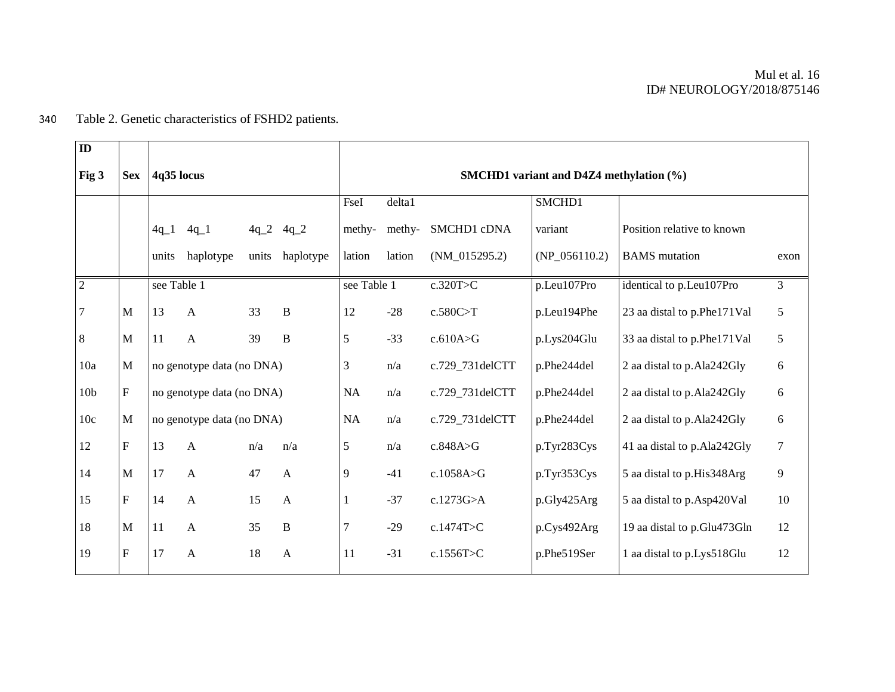Table 2. Genetic characteristics of FSHD2 patients.

| ID Fig 3 | Sex | 4q35 locus | | | | SMCHD1 variant and D4Z4 methylation (%) | | | | | |
|---|---|---|---|---|---|---|---|---|---|---|---|
| | | 4q_1 units | 4q_1 haplotype | 4q_2 units | 4q_2 haplotype | FseI methylation | delta1 methylation | SMCHD1 cDNA (NM_015295.2) | SMCHD1 variant (NP_056110.2) | Position relative to known BAMS mutation | exon |
| 2 | | see Table 1 | | | | see Table 1 | | c.320T>C | p.Leu107Pro | identical to p.Leu107Pro | 3 |
| 7 | M | 13 | A | 33 | B | 12 | -28 | c.580C>T | p.Leu194Phe | 23 aa distal to p.Phe171Val | 5 |
| 8 | M | 11 | A | 39 | B | 5 | -33 | c.610A>G | p.Lys204Glu | 33 aa distal to p.Phe171Val | 5 |
| 10a | M | no genotype data (no DNA) | | | | 3 | n/a | c.729_731delCTT | p.Phe244del | 2 aa distal to p.Ala242Gly | 6 |
| 10b | F | no genotype data (no DNA) | | | | NA | n/a | c.729_731delCTT | p.Phe244del | 2 aa distal to p.Ala242Gly | 6 |
| 10c | M | no genotype data (no DNA) | | | | NA | n/a | c.729_731delCTT | p.Phe244del | 2 aa distal to p.Ala242Gly | 6 |
| 12 | F | 13 | A | n/a | n/a | 5 | n/a | c.848A>G | p.Tyr283Cys | 41 aa distal to p.Ala242Gly | 7 |
| 14 | M | 17 | A | 47 | A | 9 | -41 | c.1058A>G | p.Tyr353Cys | 5 aa distal to p.His348Arg | 9 |
| 15 | F | 14 | A | 15 | A | 1 | -37 | c.1273G>A | p.Gly425Arg | 5 aa distal to p.Asp420Val | 10 |
| 18 | M | 11 | A | 35 | B | 7 | -29 | c.1474T>C | p.Cys492Arg | 19 aa distal to p.Glu473Gln | 12 |
| 19 | F | 17 | A | 18 | A | 11 | -31 | c.1556T>C | p.Phe519Ser | 1 aa distal to p.Lys518Glu | 12 |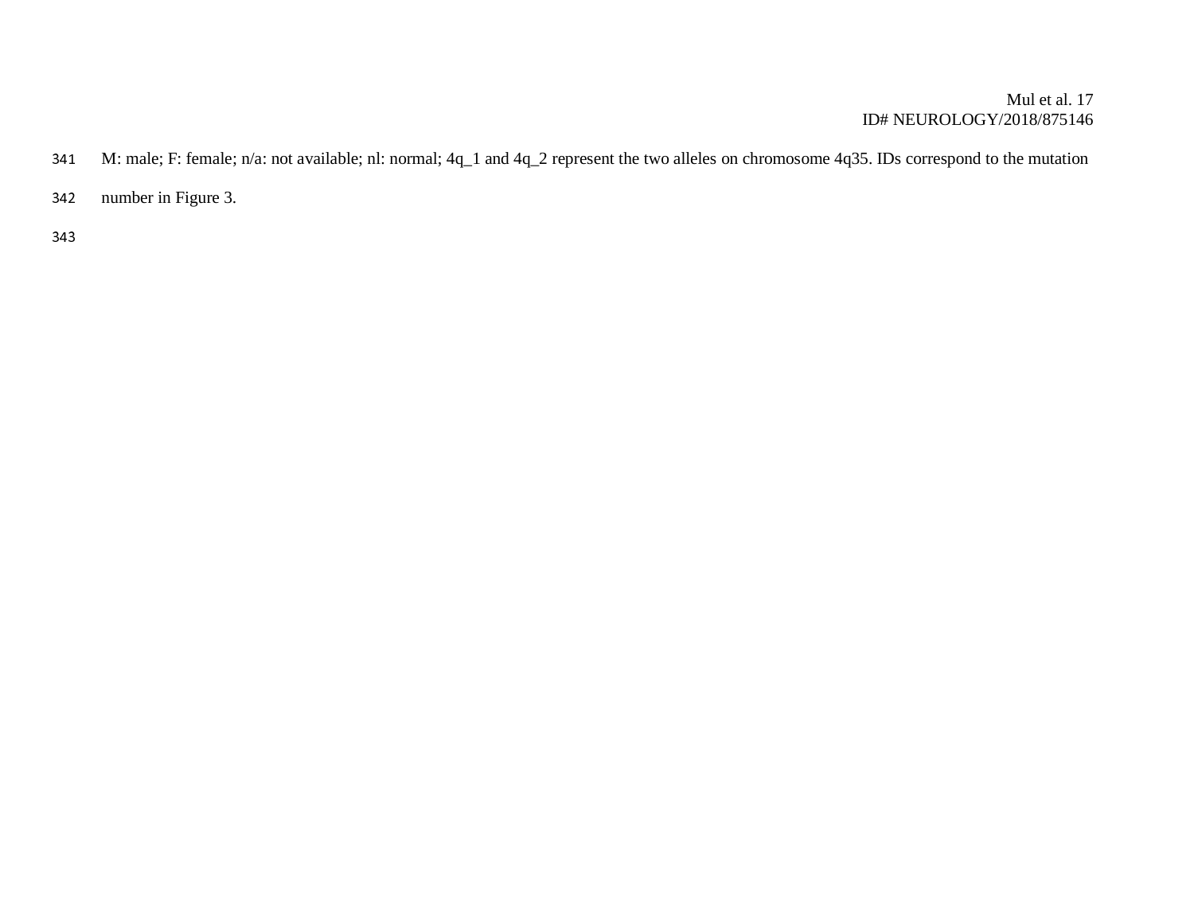M: male; F: female; n/a: not available; nl: normal; 4q_1 and 4q_2 represent the two alleles on chromosome 4q35. IDs correspond to the mutation number in Figure 3.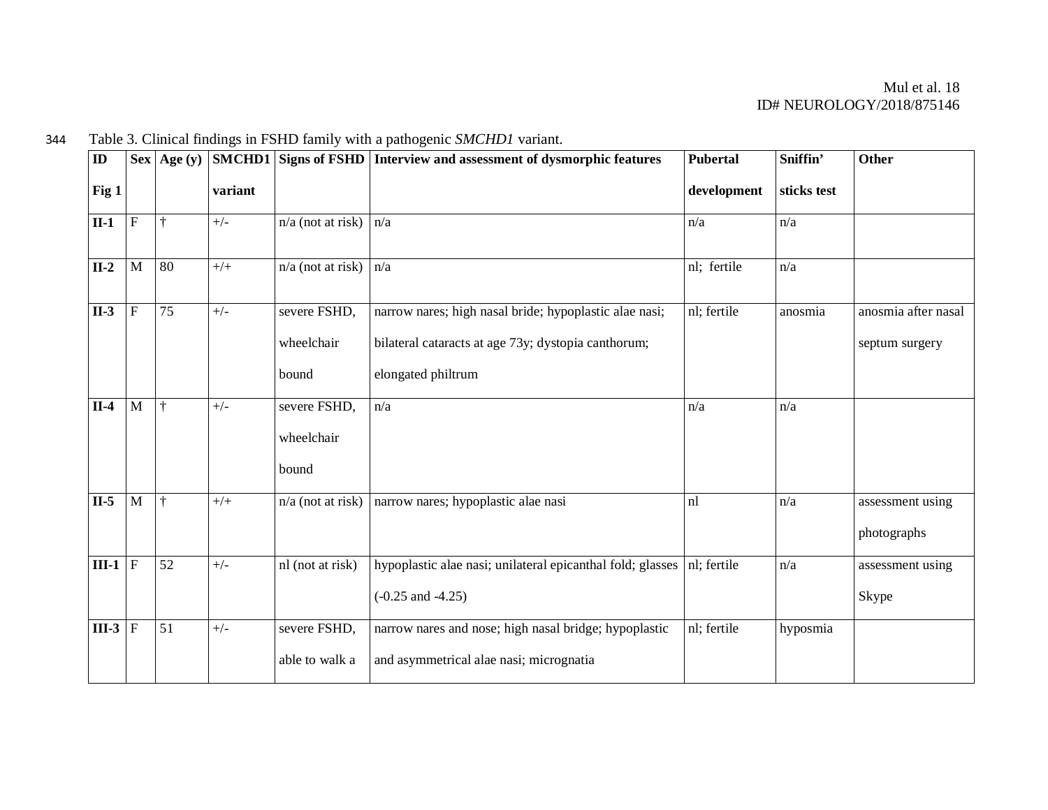Table 3. Clinical findings in FSHD family with a pathogenic *SMCHD1* variant.

| ID Fig 1 | Sex | Age (y) | SMCHD1 variant | Signs of FSHD | Interview and assessment of dysmorphic features | Pubertal development | Sniffin' sticks test | Other |
|---|---|---|---|---|---|---|---|---|
| **II-1** | F | † | +/- | n/a (not at risk) | n/a | n/a | n/a | |
| **II-2** | M | 80 | +/+ | n/a (not at risk) | n/a | nl; fertile | n/a | |
| **II-3** | F | 75 | +/- | severe FSHD, wheelchair bound | narrow nares; high nasal bride; hypoplastic alae nasi; bilateral cataracts at age 73y; dystopia canthorum; elongated philtrum | nl; fertile | anosmia | anosmia after nasal septum surgery |
| **II-4** | M | † | +/- | severe FSHD, wheelchair bound | n/a | n/a | n/a | |
| **II-5** | M | † | +/+ | n/a (not at risk) | narrow nares; hypoplastic alae nasi | nl | n/a | assessment using photographs |
| **III-1** | F | 52 | +/- | nl (not at risk) | hypoplastic alae nasi; unilateral epicanthal fold; glasses (-0.25 and -4.25) | nl; fertile | n/a | assessment using Skype |
| **III-3** | F | 51 | +/- | severe FSHD, able to walk a | narrow nares and nose; high nasal bridge; hypoplastic and asymmetrical alae nasi; micrognatia | nl; fertile | hyposmia | |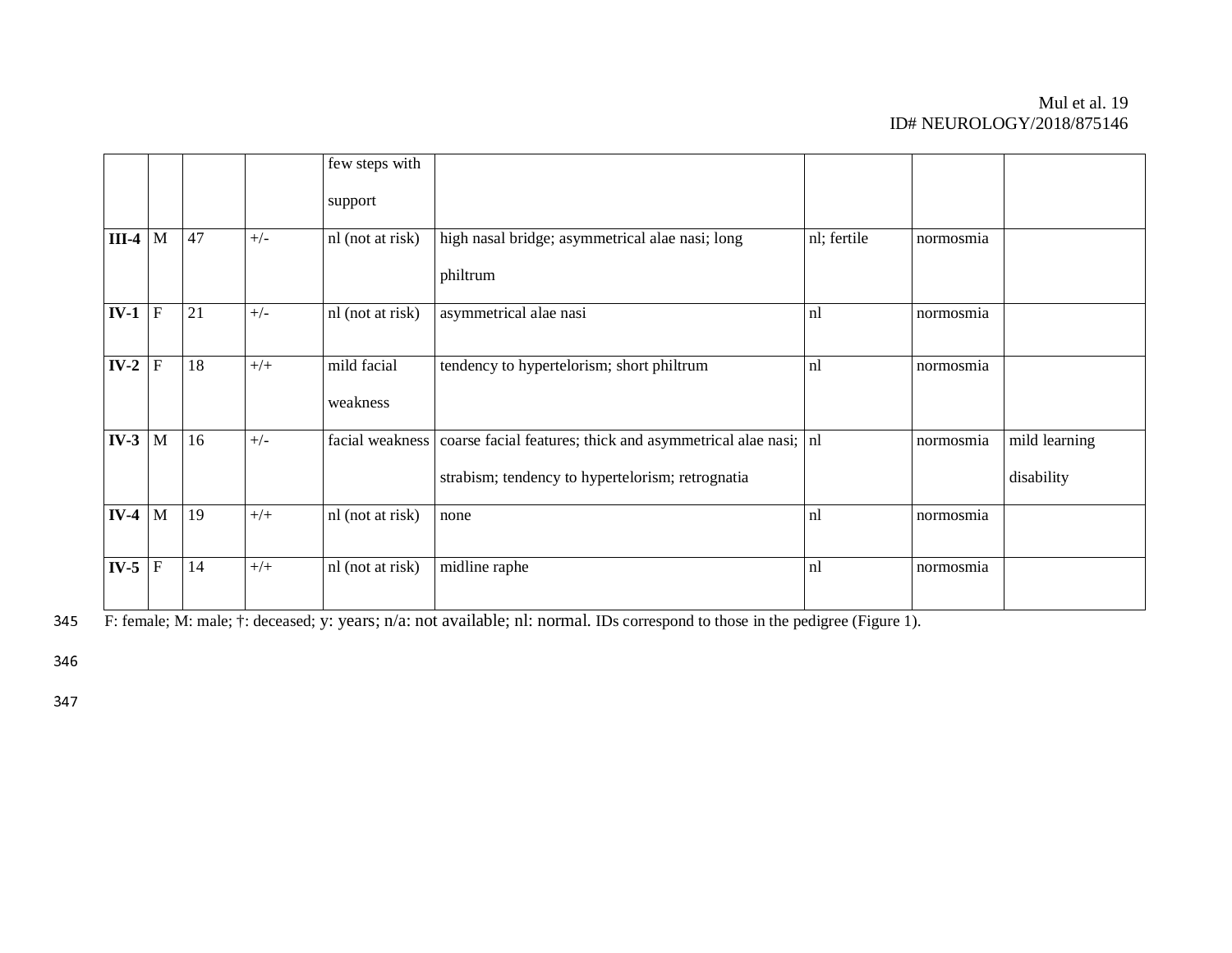| | | | | few steps with support | | | | |
|---|---|---|---|---|---|---|---|---|
| **III-4** | M | 47 | +/- | nl (not at risk) | high nasal bridge; asymmetrical alae nasi; long philtrum | nl; fertile | normosmia | |
| **IV-1** | F | 21 | +/- | nl (not at risk) | asymmetrical alae nasi | nl | normosmia | |
| **IV-2** | F | 18 | +/+ | mild facial weakness | tendency to hypertelorism; short philtrum | nl | normosmia | |
| **IV-3** | M | 16 | +/- | facial weakness | coarse facial features; thick and asymmetrical alae nasi; strabism; tendency to hypertelorism; retrognatia | nl | normosmia | mild learning disability |
| **IV-4** | M | 19 | +/+ | nl (not at risk) | none | nl | normosmia | |
| **IV-5** | F | 14 | +/+ | nl (not at risk) | midline raphe | nl | normosmia | |

F: female; M: male; †: deceased; y: years; n/a: not available; nl: normal. IDs correspond to those in the pedigree (Figure 1).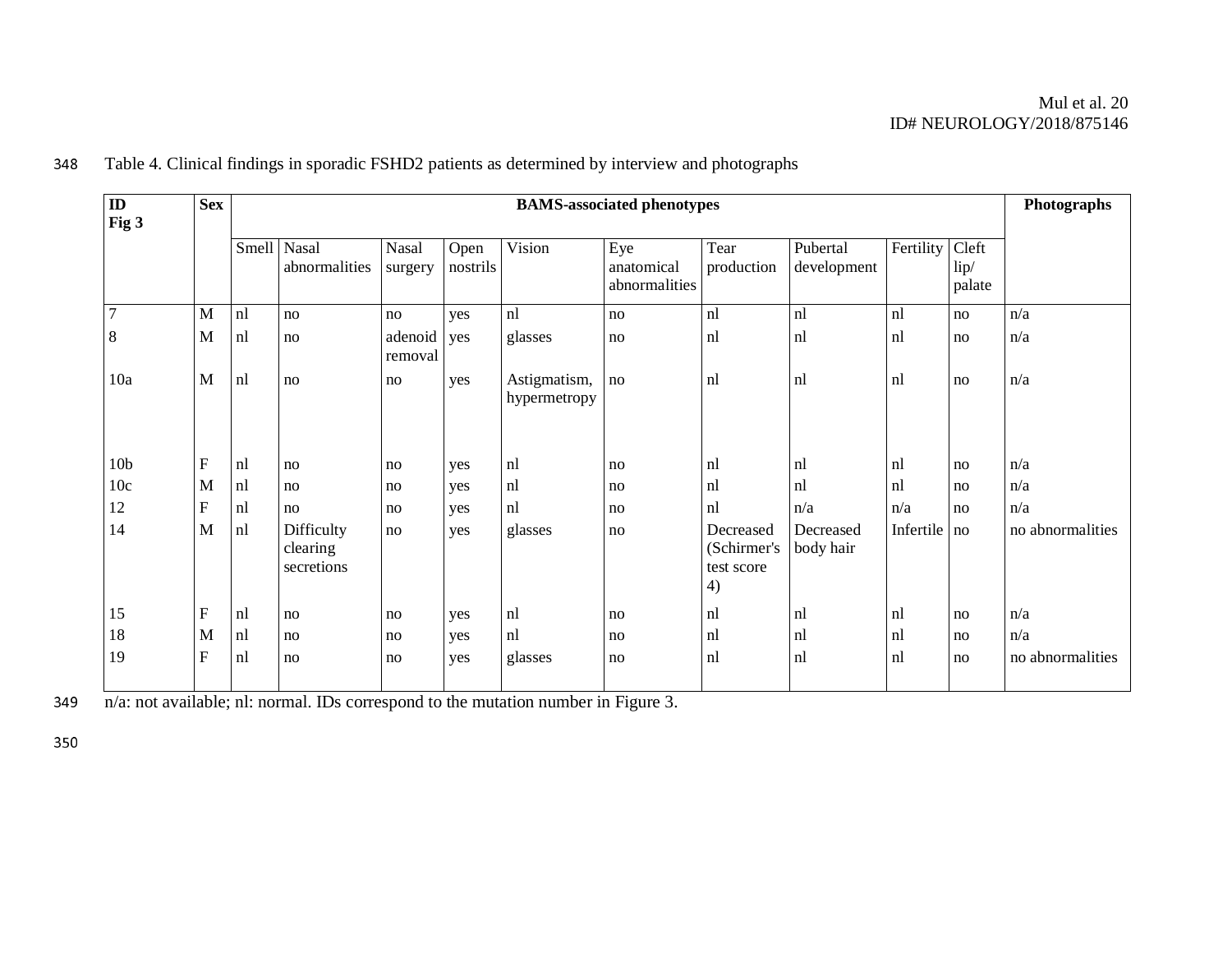Table 4. Clinical findings in sporadic FSHD2 patients as determined by interview and photographs

| ID Fig 3 | Sex | BAMS-associated phenotypes | | | | | | | | | | Photographs |
|---|---|---|---|---|---|---|---|---|---|---|---|---|
| | | Smell | Nasal abnormalities | Nasal surgery | Open nostrils | Vision | Eye anatomical abnormalities | Tear production | Pubertal development | Fertility | Cleft lip/ palate | |
| 7 | M | nl | no | no | yes | nl | no | nl | nl | nl | no | n/a |
| 8 | M | nl | no | adenoid removal | yes | glasses | no | nl | nl | nl | no | n/a |
| 10a | M | nl | no | no | yes | Astigmatism, hypermetropy | no | nl | nl | nl | no | n/a |
| 10b | F | nl | no | no | yes | nl | no | nl | nl | nl | no | n/a |
| 10c | M | nl | no | no | yes | nl | no | nl | nl | nl | no | n/a |
| 12 | F | nl | no | no | yes | nl | no | nl | n/a | n/a | no | n/a |
| 14 | M | nl | Difficulty clearing secretions | no | yes | glasses | no | Decreased (Schirmer's test score 4) | Decreased body hair | Infertile | no | no abnormalities |
| 15 | F | nl | no | no | yes | nl | no | nl | nl | nl | no | n/a |
| 18 | M | nl | no | no | yes | nl | no | nl | nl | nl | no | n/a |
| 19 | F | nl | no | no | yes | glasses | no | nl | nl | nl | no | no abnormalities |

n/a: not available; nl: normal. IDs correspond to the mutation number in Figure 3.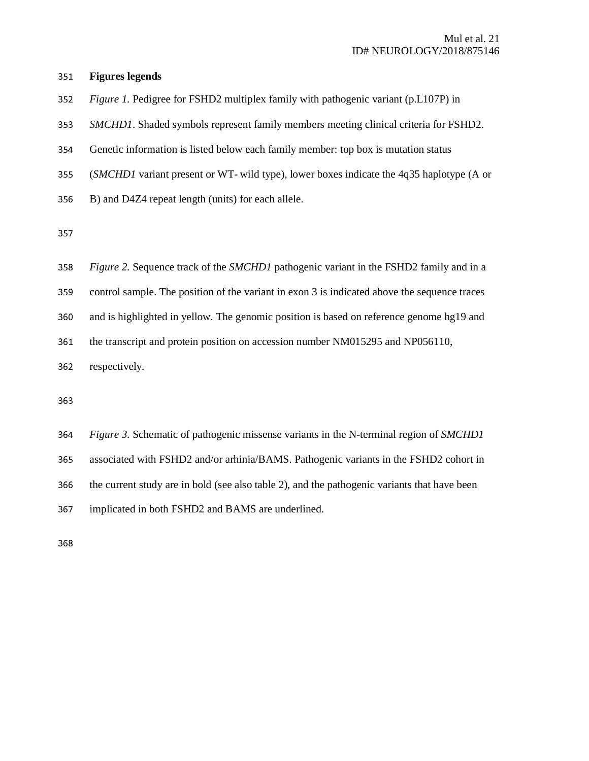**Figures legends**

*Figure 1.* Pedigree for FSHD2 multiplex family with pathogenic variant (p.L107P) in *SMCHD1*. Shaded symbols represent family members meeting clinical criteria for FSHD2. Genetic information is listed below each family member: top box is mutation status (*SMCHD1* variant present or WT- wild type), lower boxes indicate the 4q35 haplotype (A or B) and D4Z4 repeat length (units) for each allele.

*Figure 2.* Sequence track of the *SMCHD1* pathogenic variant in the FSHD2 family and in a control sample. The position of the variant in exon 3 is indicated above the sequence traces and is highlighted in yellow. The genomic position is based on reference genome hg19 and the transcript and protein position on accession number NM015295 and NP056110, respectively.

*Figure 3.* Schematic of pathogenic missense variants in the N-terminal region of *SMCHD1* associated with FSHD2 and/or arhinia/BAMS. Pathogenic variants in the FSHD2 cohort in the current study are in bold (see also table 2), and the pathogenic variants that have been implicated in both FSHD2 and BAMS are underlined.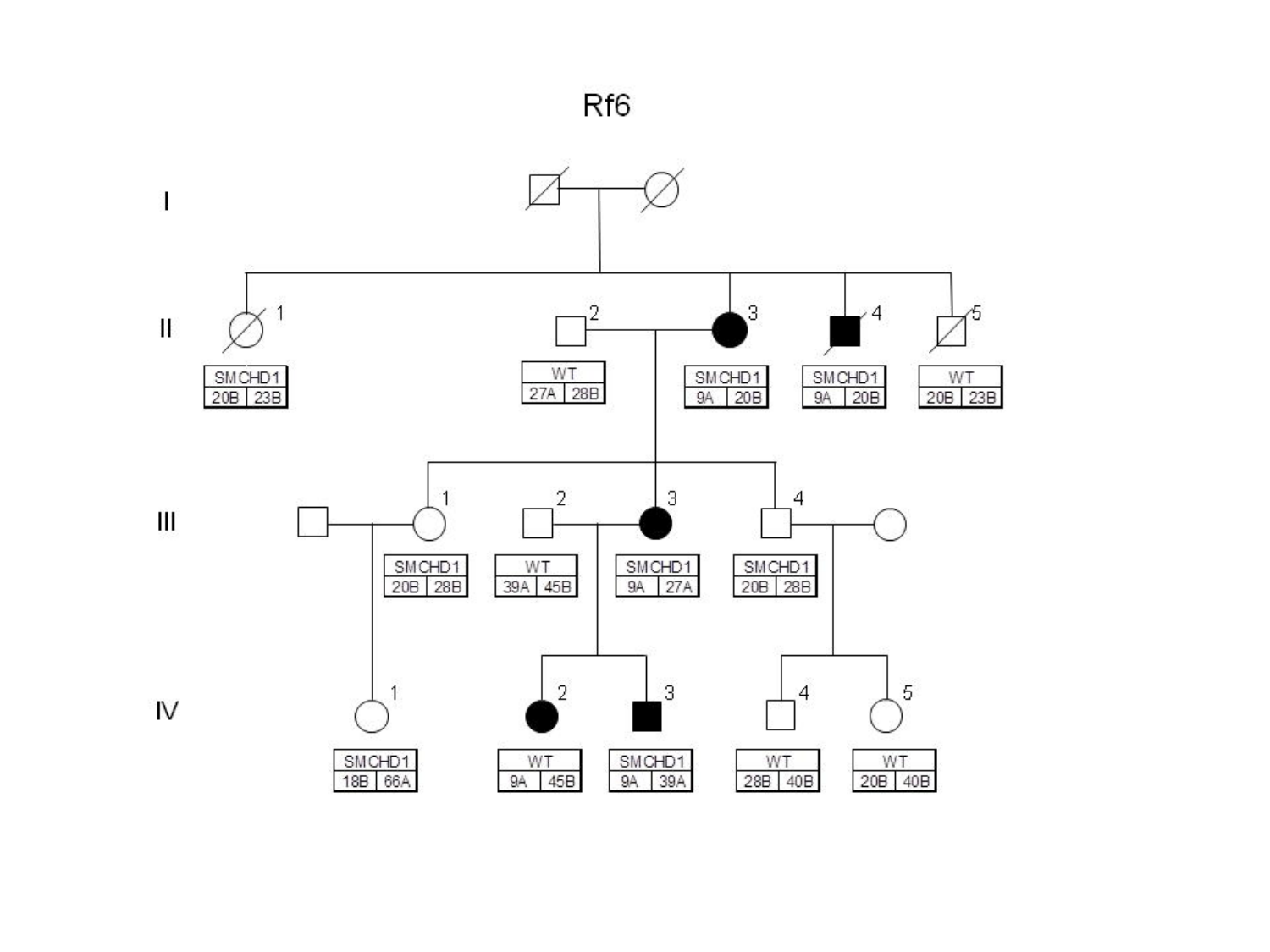# Rf6

| Generation | Individual | Status | Genotype |
|---|---|---|---|
| II | 1 | SMCHD1 | 20B, 23B |
| II | 2 | WT | 27A, 28B |
| II | 3 | SMCHD1 | 9A, 20B |
| II | 4 | SMCHD1 | 9A, 20B |
| II | 5 | WT | 20B, 23B |
| III | 1 | SMCHD1 | 20B, 28B |
| III | 2 | WT | 39A, 45B |
| III | 3 | SMCHD1 | 9A, 27A |
| III | 4 | SMCHD1 | 20B, 28B |
| IV | 1 | SMCHD1 | 18B, 66A |
| IV | 2 | WT | 9A, 45B |
| IV | 3 | SMCHD1 | 9A, 39A |
| IV | 4 | WT | 28B, 40B |
| IV | 5 | WT | 20B, 40B |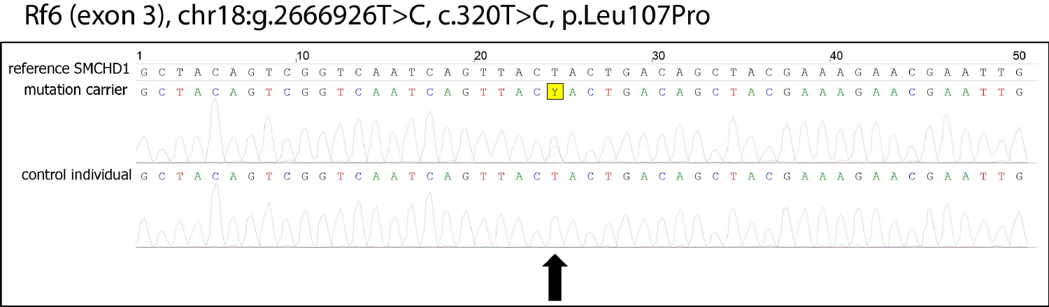Rf6 (exon 3), chr18:g.2666926T>C, c.320T>C, p.Leu107Pro

| | 1 | | | | | | | | | 10 | | | | | | | | | | 20 | | | | | | | | | | 30 | | | | | | | | | | 40 | | | | | | | | | | 50 |
|---|---|---|---|---|---|---|---|---|---|---|---|---|---|---|---|---|---|---|---|---|---|---|---|---|---|---|---|---|---|---|---|---|---|---|---|---|---|---|---|---|---|---|---|---|---|---|---|---|---|---|
| reference SMCHD1 | G | C | T | A | C | A | G | T | C | G | G | T | C | A | A | T | C | A | G | T | T | A | C | T | A | C | T | G | A | C | A | G | C | T | A | C | G | A | A | A | G | A | A | C | G | A | A | T | T | G |
| mutation carrier | G | C | T | A | C | A | G | T | C | G | G | T | C | A | A | T | C | A | G | T | T | A | C | Y | A | C | T | G | A | C | A | G | C | T | A | C | G | A | A | A | G | A | A | C | G | A | A | T | T | G |
| control individual | G | C | T | A | C | A | G | T | C | G | G | T | C | A | A | T | C | A | G | T | T | A | C | T | A | C | T | G | A | C | A | G | C | T | A | C | G | A | A | A | G | A | A | C | G | A | A | T | T | G |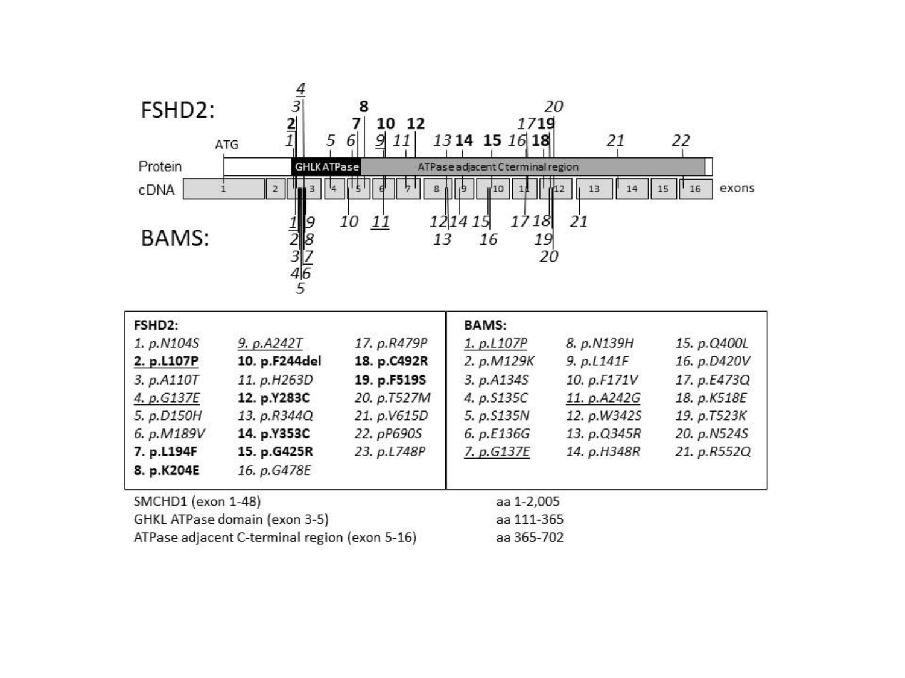FSHD2:

ATG

Protein

GHLK ATPase

ATPase adjacent C terminal region

cDNA

exons

BAMS:

| FSHD2: | | | BAMS: | | |
|---|---|---|---|---|---|
| *1. p.N104S* | *9. p.A242T* | *17. p.R479P* | *1. p.L107P* | *8. p.N139H* | *15. p.Q400L* |
| **2. p.L107P** | **10. p.F244del** | **18. p.C492R** | *2. p.M129K* | *9. p.L141F* | *16. p.D420V* |
| *3. p.A110T* | *11. p.H263D* | **19. p.F519S** | *3. p.A134S* | *10. p.F171V* | *17. p.E473Q* |
| *4. p.G137E* | **12. p.Y283C** | *20. p.T527M* | *4. p.S135C* | *11. p.A242G* | *18. p.K518E* |
| *5. p.D150H* | *13. p.R344Q* | *21. p.V615D* | *5. p.S135N* | *12. p.W342S* | *19. p.T523K* |
| *6. p.M189V* | **14. p.Y353C** | *22. pP690S* | *6. p.E136G* | *13. p.Q345R* | *20. p.N524S* |
| **7. p.L194F** | **15. p.G425R** | *23. p.L748P* | *7. p.G137E* | *14. p.H348R* | *21. p.R552Q* |
| **8. p.K204E** | *16. p.G478E* | | | | |

SMCHD1 (exon 1-48) aa 1-2,005

GHKL ATPase domain (exon 3-5) aa 111-365

ATPase adjacent C-terminal region (exon 5-16) aa 365-702